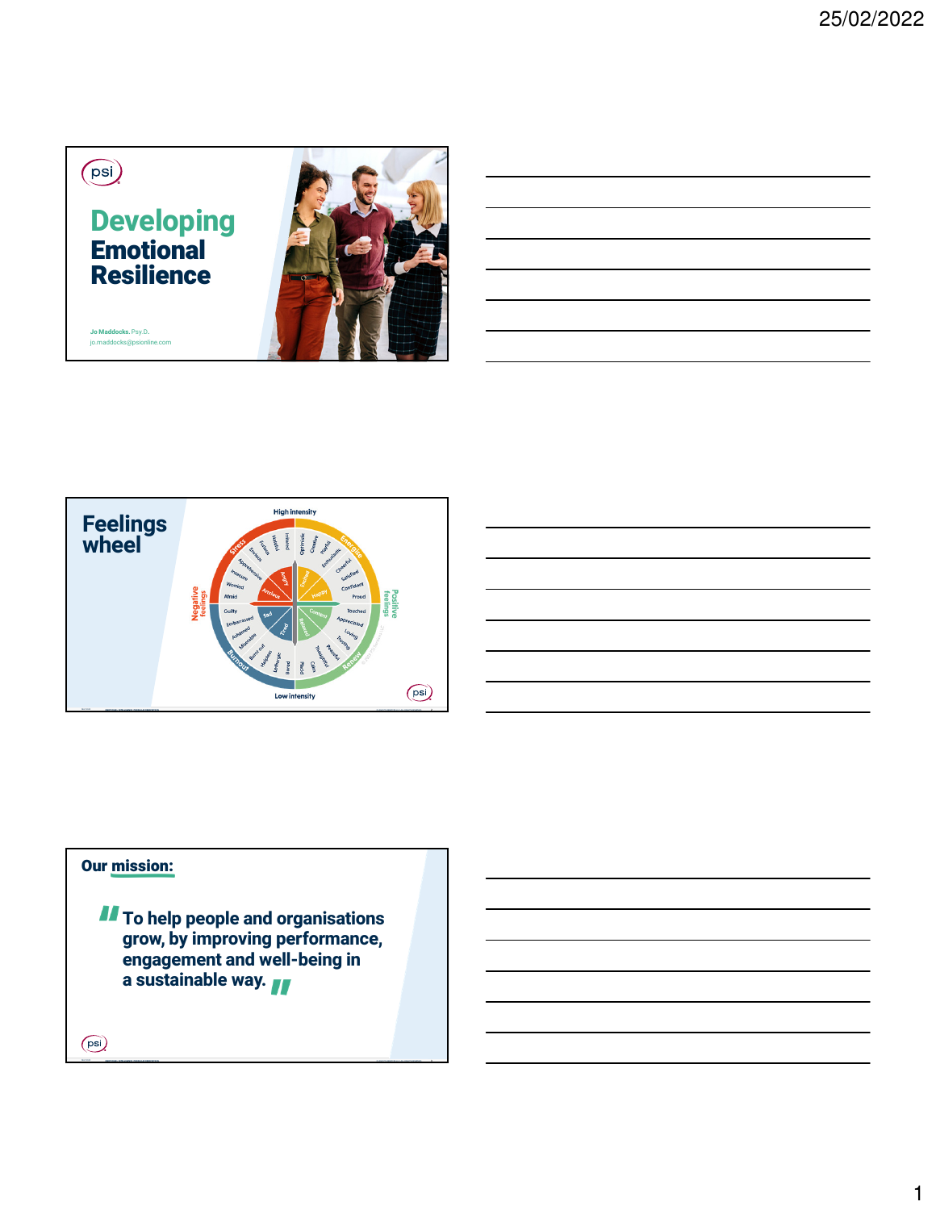25/02/2022

# Developing Emotional Resilience

Jo Maddocks. Psy.D.
jo.maddocks@psionline.com

## Feelings wheel

High intensity

Stress
Hateful
Furious
Envious
Apprehensive
Insecure
Worried
Afraid
Angry
Anxious

Energise
Irritated
Optimistic
Creative
Playful
Enthusiastic
Cheerful
Satisfied
Confident
Proud
Excited
Happy

Negative feelings

Positive feelings

Burnout
Guilty
Embarrassed
Ashamed
Miserable
Burnt out
Helpless
Lethargic
Bored
Sad
Tired

Renew
Touched
Appreciated
Loving
Trusting
Peaceful
Thoughtful
Calm
Placid
Content
Relaxed

Low intensity

## Our mission:

"To help people and organisations grow, by improving performance, engagement and well-being in a sustainable way."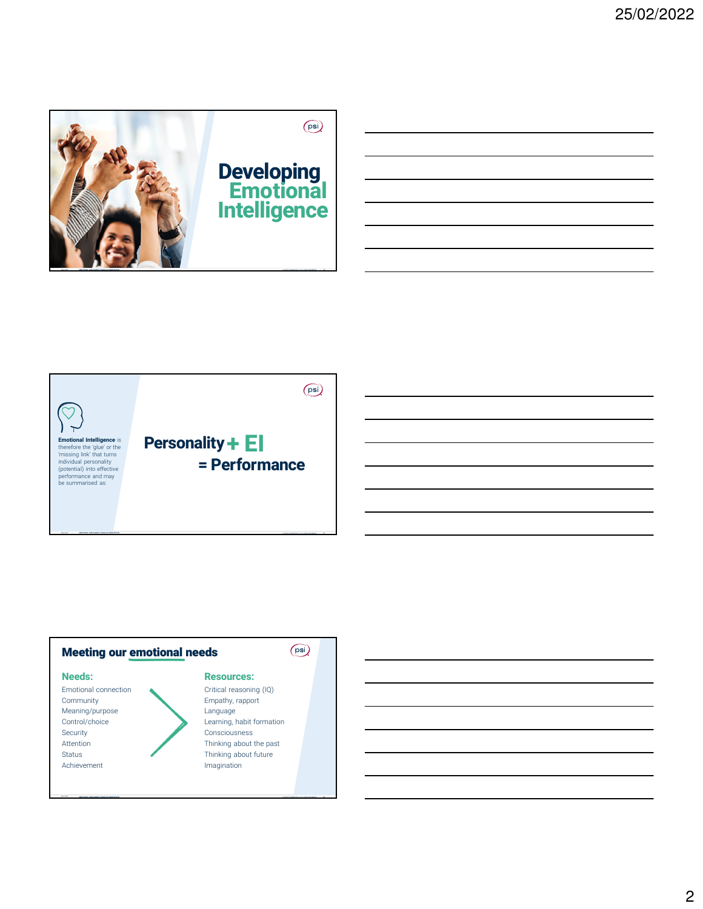# Developing Emotional Intelligence

**Emotional Intelligence** is therefore the 'glue' or the 'missing link' that turns individual personality (potential) into effective performance and may be summarised as:

**Personality + EI = Performance**

## Meeting our emotional needs

**Needs:**
- Emotional connection
- Community
- Meaning/purpose
- Control/choice
- Security
- Attention
- Status
- Achievement

**Resources:**
- Critical reasoning (IQ)
- Empathy, rapport
- Language
- Learning, habit formation
- Consciousness
- Thinking about the past
- Thinking about future
- Imagination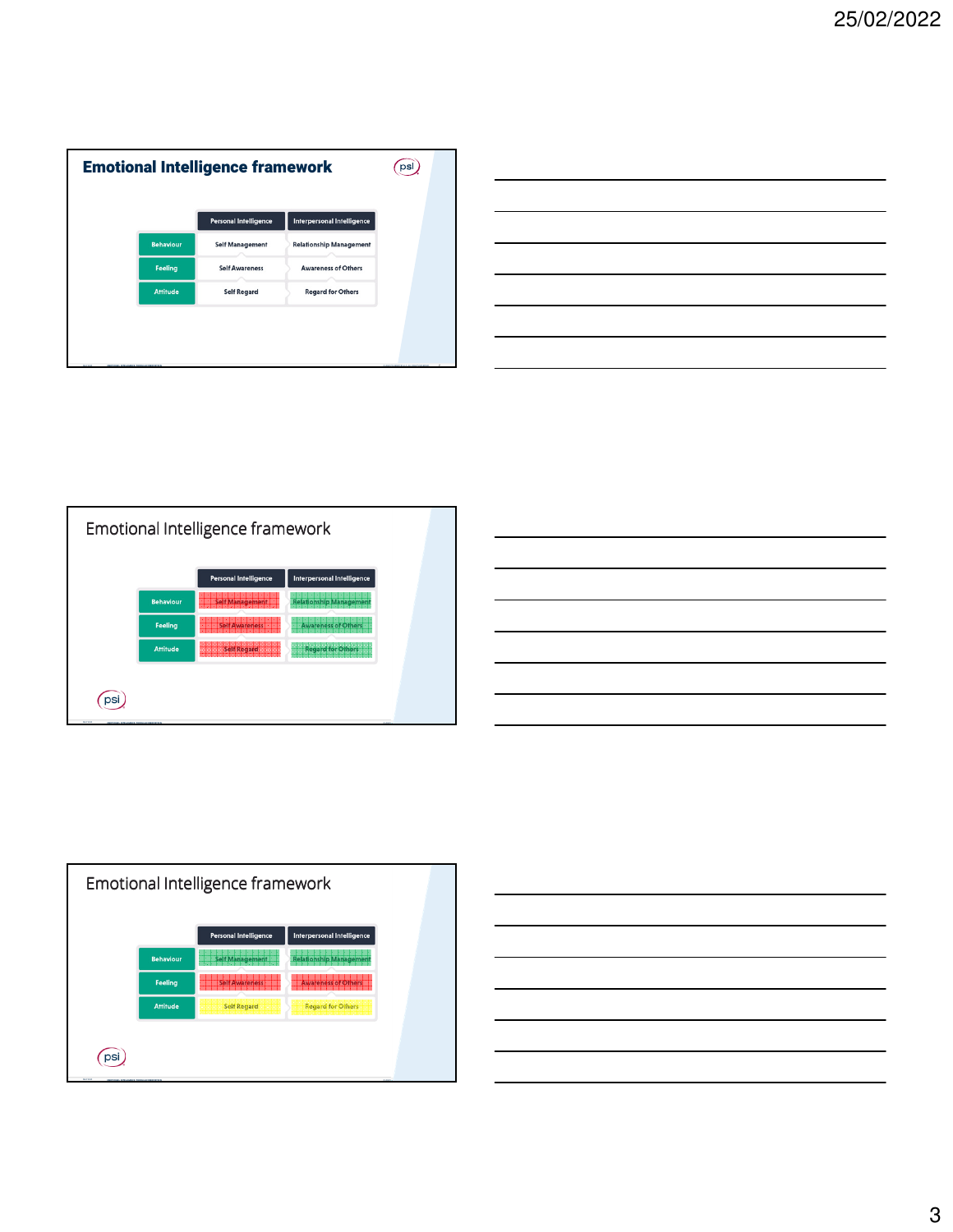## Emotional Intelligence framework

| | Personal Intelligence | Interpersonal Intelligence |
|---|---|---|
| Behaviour | Self Management | Relationship Management |
| Feeling | Self Awareness | Awareness of Others |
| Attitude | Self Regard | Regard for Others |

## Emotional Intelligence framework

| | Personal Intelligence | Interpersonal Intelligence |
|---|---|---|
| Behaviour | Self Management | Relationship Management |
| Feeling | Self Awareness | Awareness of Others |
| Attitude | Self Regard | Regard for Others |

## Emotional Intelligence framework

| | Personal Intelligence | Interpersonal Intelligence |
|---|---|---|
| Behaviour | Self Management | Relationship Management |
| Feeling | Self Awareness | Awareness of Others |
| Attitude | Self Regard | Regard for Others |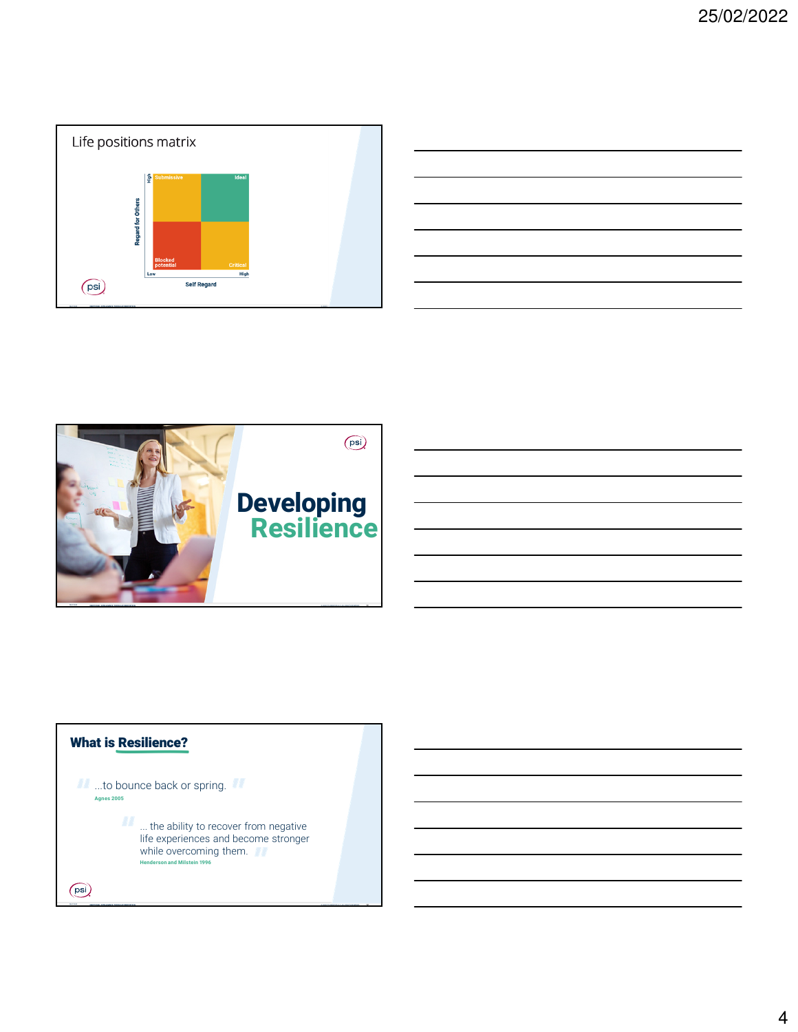## Life positions matrix

Regard for Others

High

Submissive

Ideal

Blocked potential

Critical

Low

High

Self Regard

psi

---

psi

# Developing Resilience

---

## What is Resilience?

"...to bounce back or spring."

Agnes 2005

"... the ability to recover from negative life experiences and become stronger while overcoming them."

Henderson and Milstein 1996

psi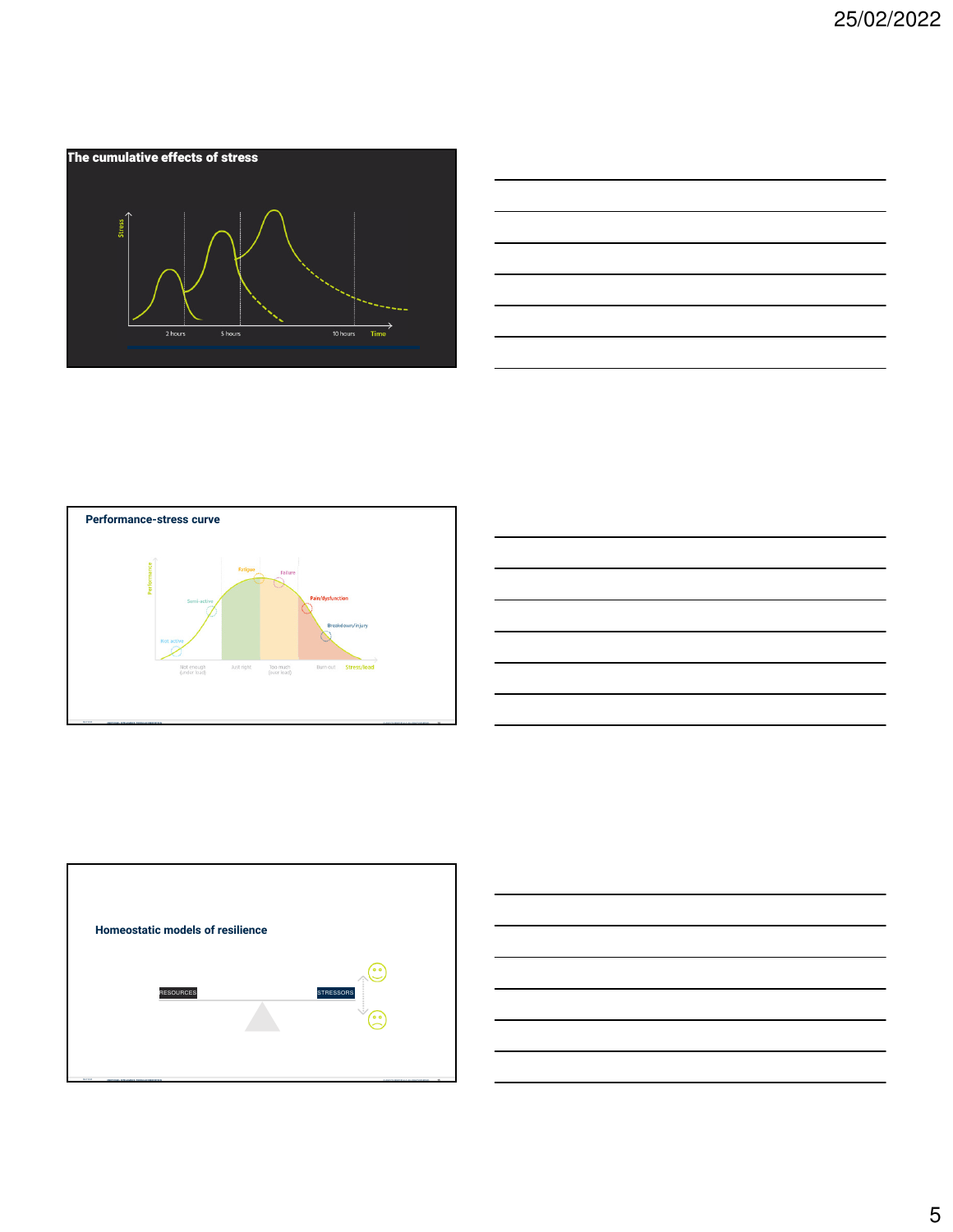## The cumulative effects of stress

Stress

2 hours

5 hours

10 hours

Time

## Performance-stress curve

Performance

Fatigue

Failure

Semi-active

Pain/dysfunction

Not active

Breakdown/injury

Not enough (under load)

Just right

Too much (over load)

Burn-out

Stress/load

## Homeostatic models of resilience

RESOURCES

STRESSORS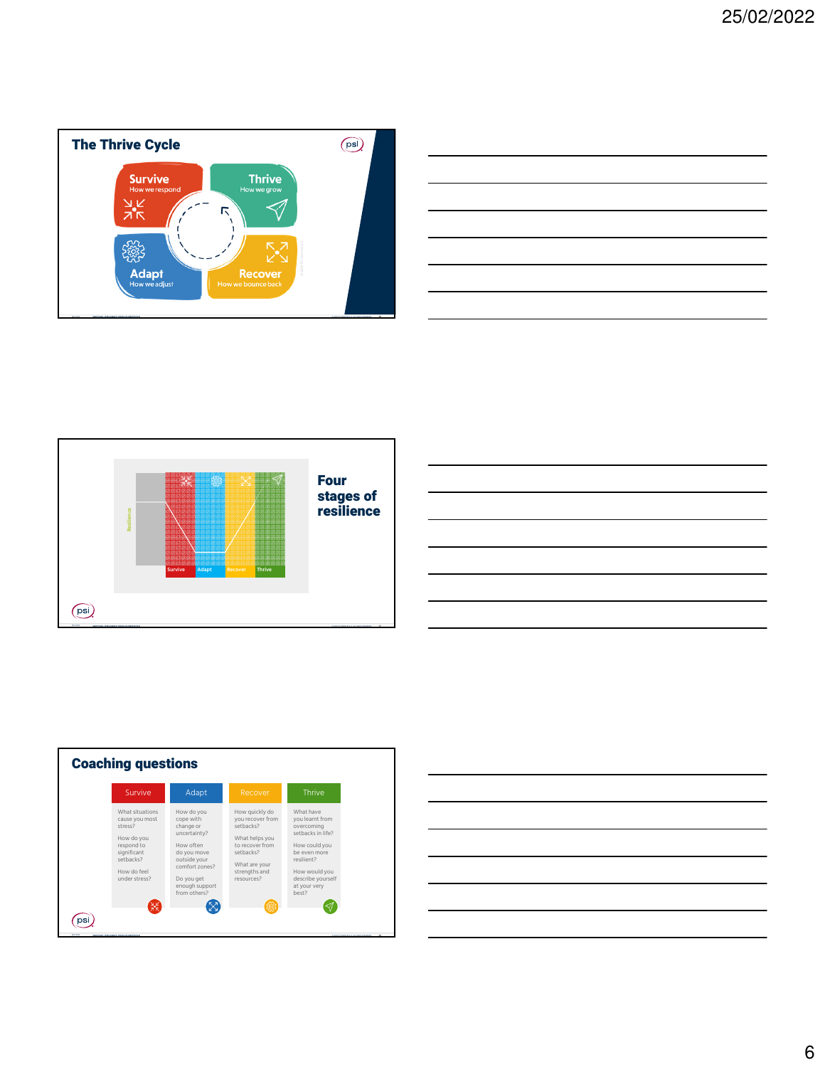25/02/2022

## The Thrive Cycle

Survive
How we respond

Thrive
How we grow

Adapt
How we adjust

Recover
How we bounce back

## Four stages of resilience

Resilience

Survive
Adapt
Recover
Thrive

## Coaching questions

| Survive | Adapt | Recover | Thrive |
|---|---|---|---|
| What situations cause you most stress? | How do you cope with change or uncertainty? | How quickly do you recover from setbacks? | What have you learnt from overcoming setbacks in life? |
| How do you respond to significant setbacks? | How often do you move outside your comfort zones? | What helps you to recover from setbacks? | How could you be even more resilient? |
| How do you feel under stress? | Do you get enough support from others? | What are your strengths and resources? | How would you describe yourself at your very best? |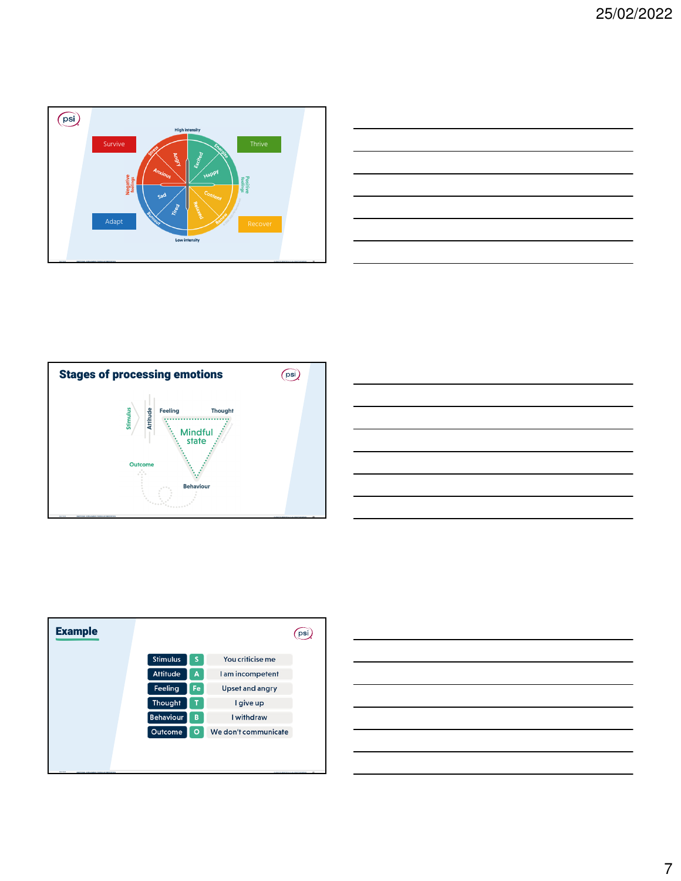Survive

Thrive

Adapt

Recover

High intensity

Low intensity

Negative feelings

Positive feelings

Stress

Angry

Anxious

Sad

Tired

Burnout

Excited

Energise

Happy

Content

Relaxed

Renew

## Stages of processing emotions

Stimulus

Attitude

Feeling

Thought

Mindful state

Behaviour

Outcome

## Example

| | | |
|---|---|---|
| Stimulus | S | You criticise me |
| Attitude | A | I am incompetent |
| Feeling | Fe | Upset and angry |
| Thought | T | I give up |
| Behaviour | B | I withdraw |
| Outcome | O | We don't communicate |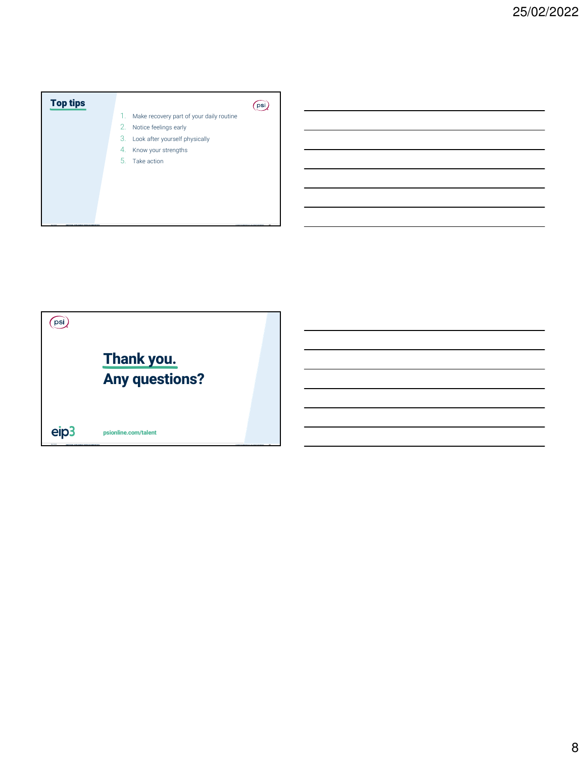## Top tips

1. Make recovery part of your daily routine
2. Notice feelings early
3. Look after yourself physically
4. Know your strengths
5. Take action

## Thank you.
## Any questions?

eip3

psionline.com/talent